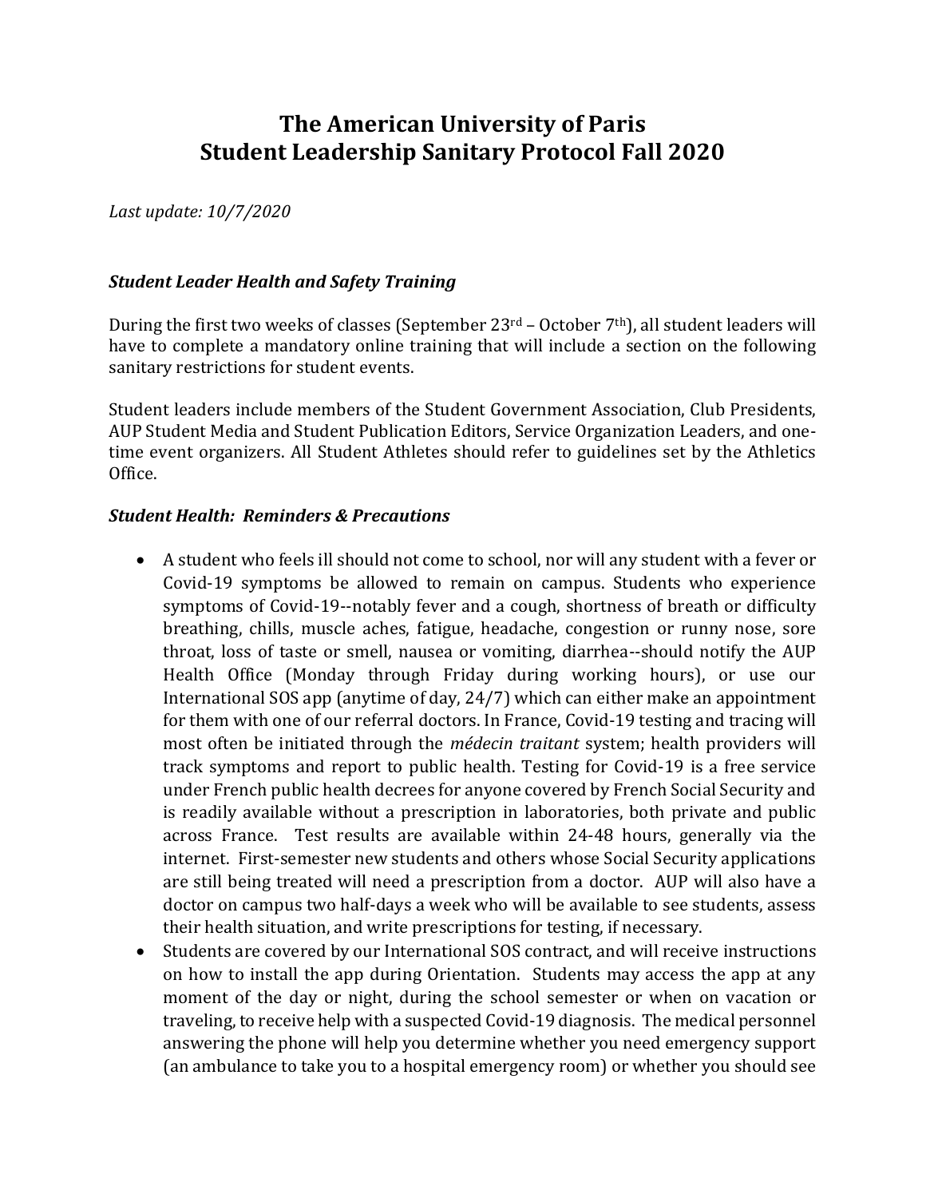# The American University of Paris
# Student Leadership Sanitary Protocol Fall 2020

*Last update: 10/7/2020*

### *Student Leader Health and Safety Training*

During the first two weeks of classes (September 23rd – October 7th), all student leaders will have to complete a mandatory online training that will include a section on the following sanitary restrictions for student events.

Student leaders include members of the Student Government Association, Club Presidents, AUP Student Media and Student Publication Editors, Service Organization Leaders, and one-time event organizers. All Student Athletes should refer to guidelines set by the Athletics Office.

### *Student Health: Reminders & Precautions*

- A student who feels ill should not come to school, nor will any student with a fever or Covid-19 symptoms be allowed to remain on campus. Students who experience symptoms of Covid-19--notably fever and a cough, shortness of breath or difficulty breathing, chills, muscle aches, fatigue, headache, congestion or runny nose, sore throat, loss of taste or smell, nausea or vomiting, diarrhea--should notify the AUP Health Office (Monday through Friday during working hours), or use our International SOS app (anytime of day, 24/7) which can either make an appointment for them with one of our referral doctors. In France, Covid-19 testing and tracing will most often be initiated through the *médecin traitant* system; health providers will track symptoms and report to public health. Testing for Covid-19 is a free service under French public health decrees for anyone covered by French Social Security and is readily available without a prescription in laboratories, both private and public across France. Test results are available within 24-48 hours, generally via the internet. First-semester new students and others whose Social Security applications are still being treated will need a prescription from a doctor. AUP will also have a doctor on campus two half-days a week who will be available to see students, assess their health situation, and write prescriptions for testing, if necessary.
- Students are covered by our International SOS contract, and will receive instructions on how to install the app during Orientation. Students may access the app at any moment of the day or night, during the school semester or when on vacation or traveling, to receive help with a suspected Covid-19 diagnosis. The medical personnel answering the phone will help you determine whether you need emergency support (an ambulance to take you to a hospital emergency room) or whether you should see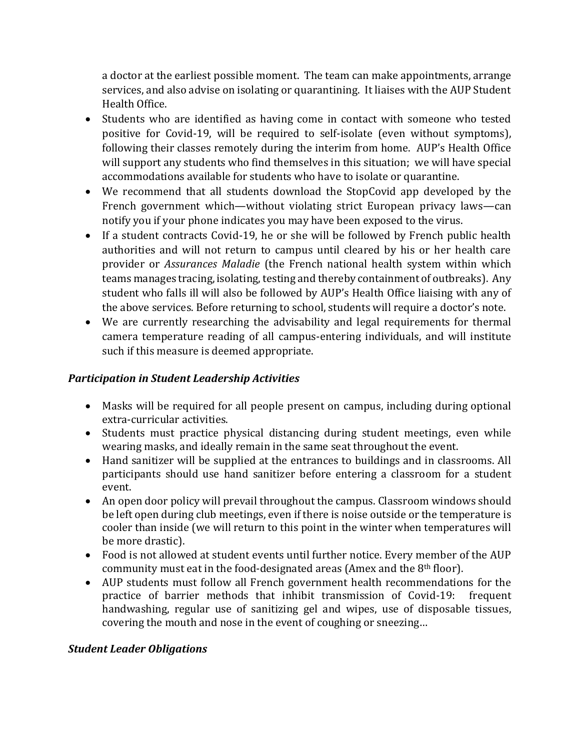a doctor at the earliest possible moment. The team can make appointments, arrange services, and also advise on isolating or quarantining. It liaises with the AUP Student Health Office.

- Students who are identified as having come in contact with someone who tested positive for Covid-19, will be required to self-isolate (even without symptoms), following their classes remotely during the interim from home. AUP's Health Office will support any students who find themselves in this situation; we will have special accommodations available for students who have to isolate or quarantine.
- We recommend that all students download the StopCovid app developed by the French government which—without violating strict European privacy laws—can notify you if your phone indicates you may have been exposed to the virus.
- If a student contracts Covid-19, he or she will be followed by French public health authorities and will not return to campus until cleared by his or her health care provider or *Assurances Maladie* (the French national health system within which teams manages tracing, isolating, testing and thereby containment of outbreaks). Any student who falls ill will also be followed by AUP's Health Office liaising with any of the above services. Before returning to school, students will require a doctor's note.
- We are currently researching the advisability and legal requirements for thermal camera temperature reading of all campus-entering individuals, and will institute such if this measure is deemed appropriate.

### *Participation in Student Leadership Activities*

- Masks will be required for all people present on campus, including during optional extra-curricular activities.
- Students must practice physical distancing during student meetings, even while wearing masks, and ideally remain in the same seat throughout the event.
- Hand sanitizer will be supplied at the entrances to buildings and in classrooms. All participants should use hand sanitizer before entering a classroom for a student event.
- An open door policy will prevail throughout the campus. Classroom windows should be left open during club meetings, even if there is noise outside or the temperature is cooler than inside (we will return to this point in the winter when temperatures will be more drastic).
- Food is not allowed at student events until further notice. Every member of the AUP community must eat in the food-designated areas (Amex and the 8th floor).
- AUP students must follow all French government health recommendations for the practice of barrier methods that inhibit transmission of Covid-19: frequent handwashing, regular use of sanitizing gel and wipes, use of disposable tissues, covering the mouth and nose in the event of coughing or sneezing…

### *Student Leader Obligations*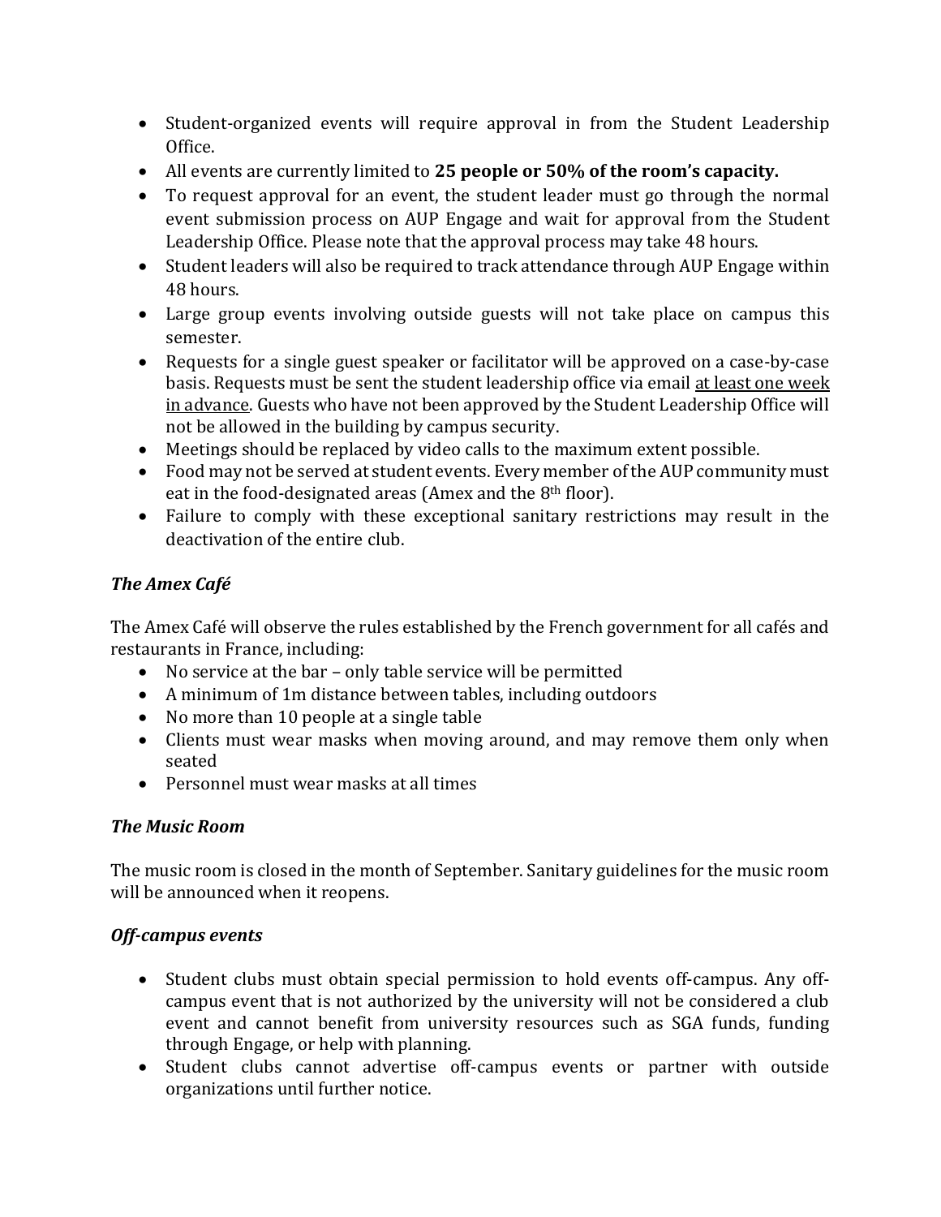- Student-organized events will require approval in from the Student Leadership Office.
- All events are currently limited to **25 people or 50% of the room's capacity.**
- To request approval for an event, the student leader must go through the normal event submission process on AUP Engage and wait for approval from the Student Leadership Office. Please note that the approval process may take 48 hours.
- Student leaders will also be required to track attendance through AUP Engage within 48 hours.
- Large group events involving outside guests will not take place on campus this semester.
- Requests for a single guest speaker or facilitator will be approved on a case-by-case basis. Requests must be sent the student leadership office via email <u>at least one week in advance</u>. Guests who have not been approved by the Student Leadership Office will not be allowed in the building by campus security.
- Meetings should be replaced by video calls to the maximum extent possible.
- Food may not be served at student events. Every member of the AUP community must eat in the food-designated areas (Amex and the 8th floor).
- Failure to comply with these exceptional sanitary restrictions may result in the deactivation of the entire club.

### *The Amex Café*

The Amex Café will observe the rules established by the French government for all cafés and restaurants in France, including:

- No service at the bar – only table service will be permitted
- A minimum of 1m distance between tables, including outdoors
- No more than 10 people at a single table
- Clients must wear masks when moving around, and may remove them only when seated
- Personnel must wear masks at all times

### *The Music Room*

The music room is closed in the month of September. Sanitary guidelines for the music room will be announced when it reopens.

### *Off-campus events*

- Student clubs must obtain special permission to hold events off-campus. Any off-campus event that is not authorized by the university will not be considered a club event and cannot benefit from university resources such as SGA funds, funding through Engage, or help with planning.
- Student clubs cannot advertise off-campus events or partner with outside organizations until further notice.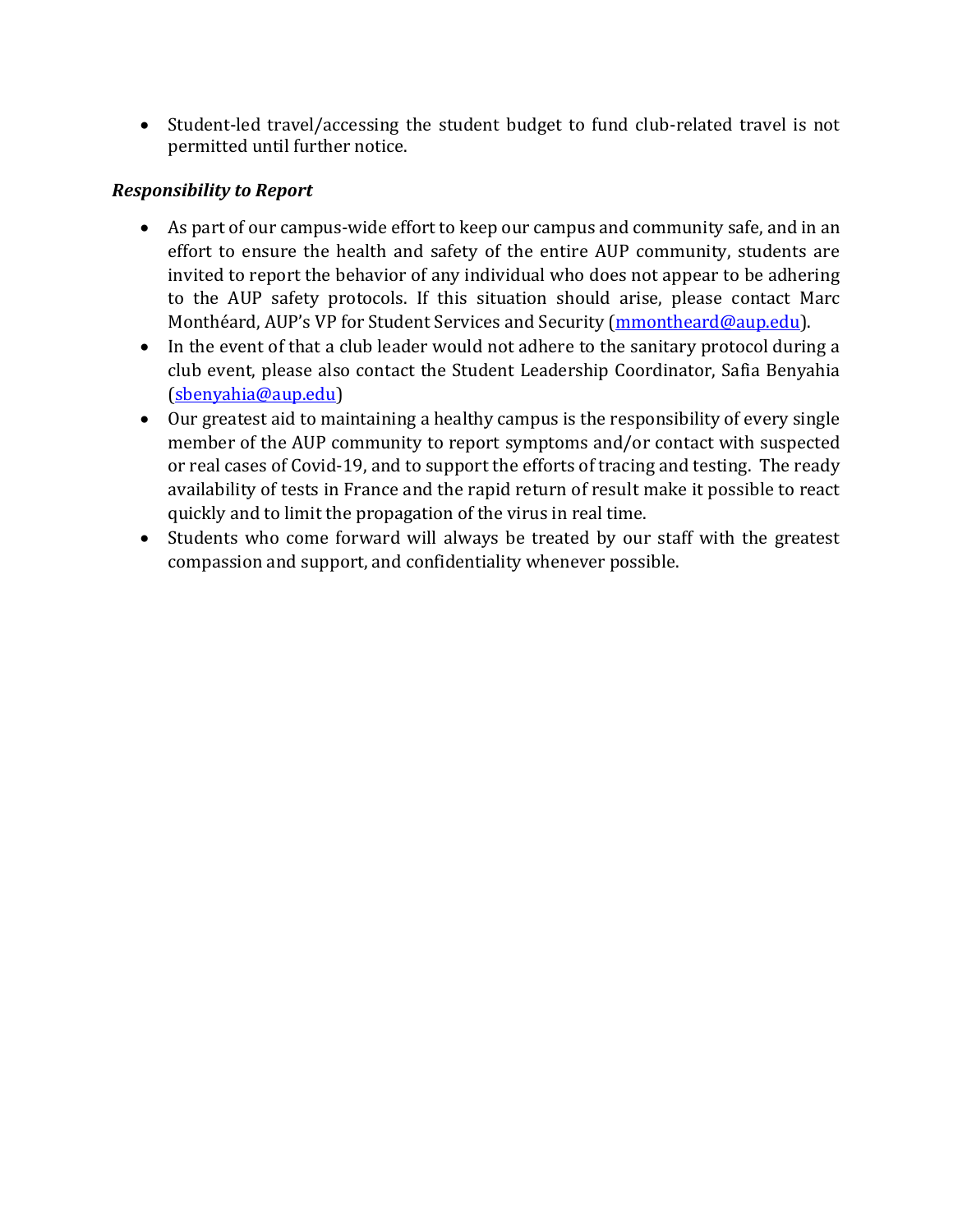- Student-led travel/accessing the student budget to fund club-related travel is not permitted until further notice.

***Responsibility to Report***

- As part of our campus-wide effort to keep our campus and community safe, and in an effort to ensure the health and safety of the entire AUP community, students are invited to report the behavior of any individual who does not appear to be adhering to the AUP safety protocols. If this situation should arise, please contact Marc Monthéard, AUP's VP for Student Services and Security (mmontheard@aup.edu).
- In the event of that a club leader would not adhere to the sanitary protocol during a club event, please also contact the Student Leadership Coordinator, Safia Benyahia (sbenyahia@aup.edu)
- Our greatest aid to maintaining a healthy campus is the responsibility of every single member of the AUP community to report symptoms and/or contact with suspected or real cases of Covid-19, and to support the efforts of tracing and testing. The ready availability of tests in France and the rapid return of result make it possible to react quickly and to limit the propagation of the virus in real time.
- Students who come forward will always be treated by our staff with the greatest compassion and support, and confidentiality whenever possible.